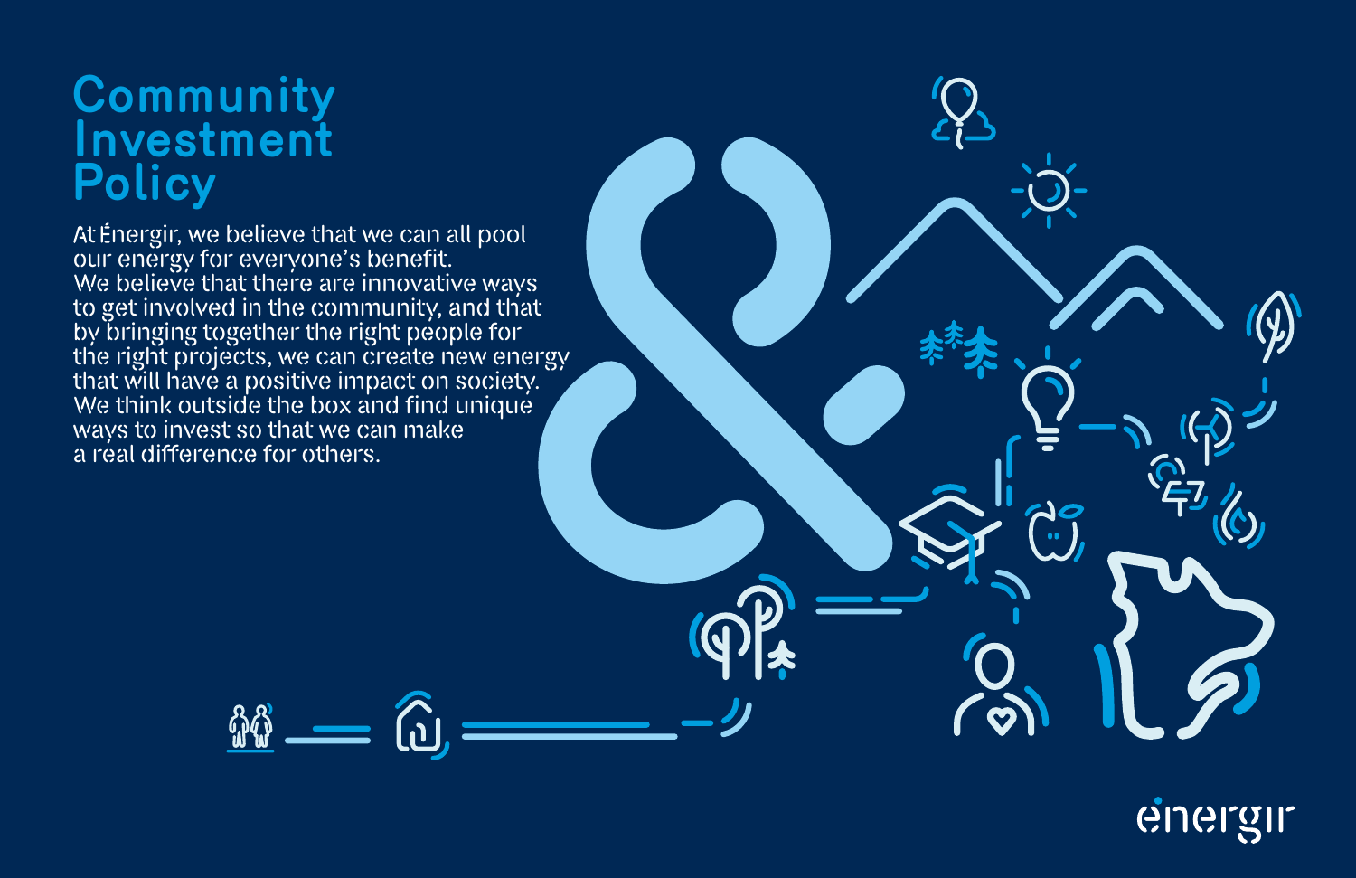# Community Investment Policy

At Énergir, we believe that we can all pool our energy for everyone's benefit. We believe that there are innovative ways to get involved in the community, and that by bringing together the right people for the right projects, we can create new energy that will have a positive impact on society. We think outside the box and find unique ways to invest so that we can make a real difference for others.

énergir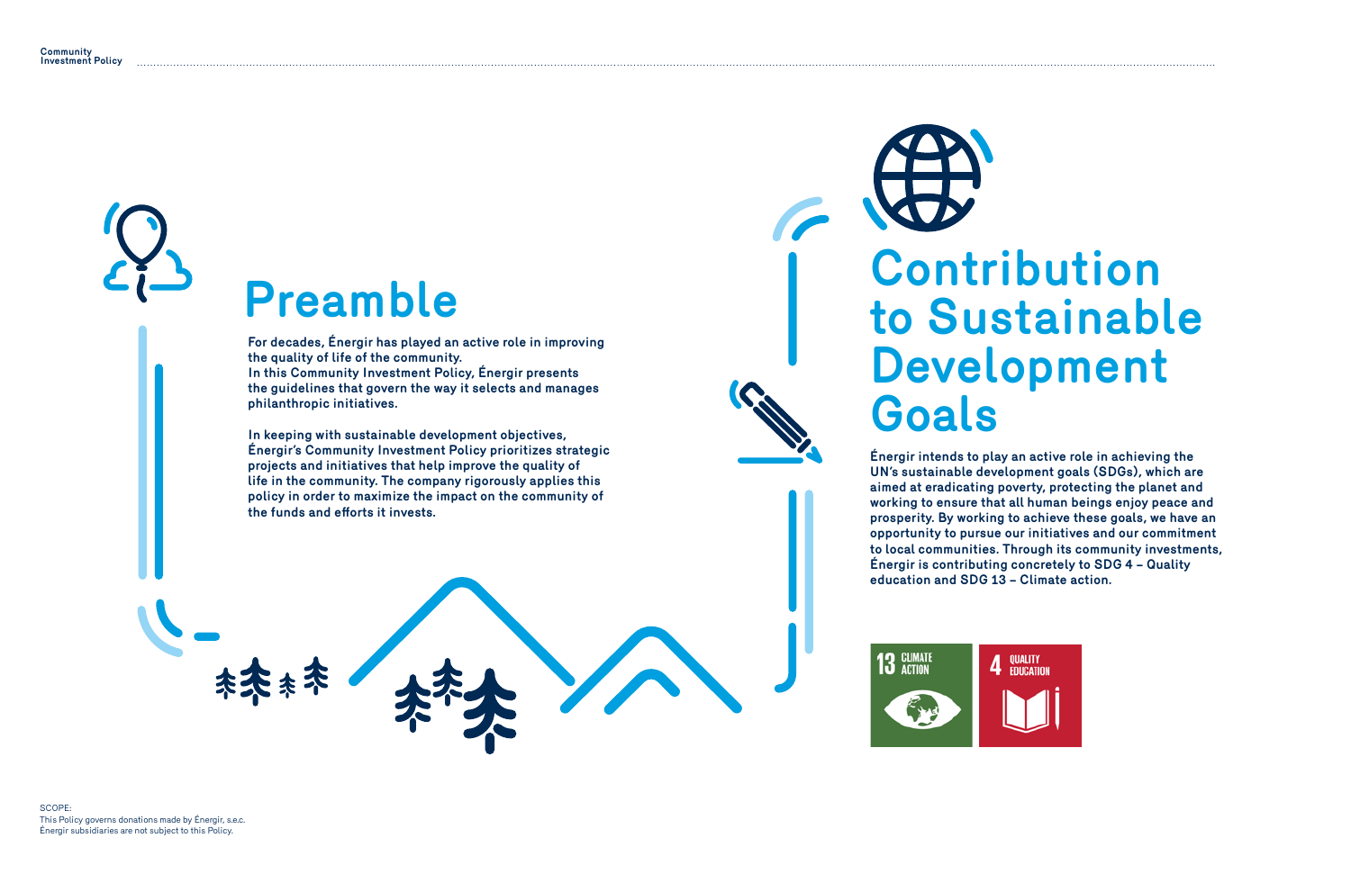# Preamble

**For decades, Énergir has played an active role in improving the quality of life of the community.**
**In this Community Investment Policy, Énergir presents the guidelines that govern the way it selects and manages philanthropic initiatives.**

**In keeping with sustainable development objectives, Énergir's Community Investment Policy prioritizes strategic projects and initiatives that help improve the quality of life in the community. The company rigorously applies this policy in order to maximize the impact on the community of the funds and efforts it invests.**

# Contribution to Sustainable Development Goals

**Énergir intends to play an active role in achieving the UN's sustainable development goals (SDGs), which are aimed at eradicating poverty, protecting the planet and working to ensure that all human beings enjoy peace and prosperity. By working to achieve these goals, we have an opportunity to pursue our initiatives and our commitment to local communities. Through its community investments, Énergir is contributing concretely to SDG 4 – Quality education and SDG 13 – Climate action.**

13 CLIMATE ACTION

4 QUALITY EDUCATION

SCOPE:
This Policy governs donations made by Énergir, s.e.c.
Énergir subsidiaries are not subject to this Policy.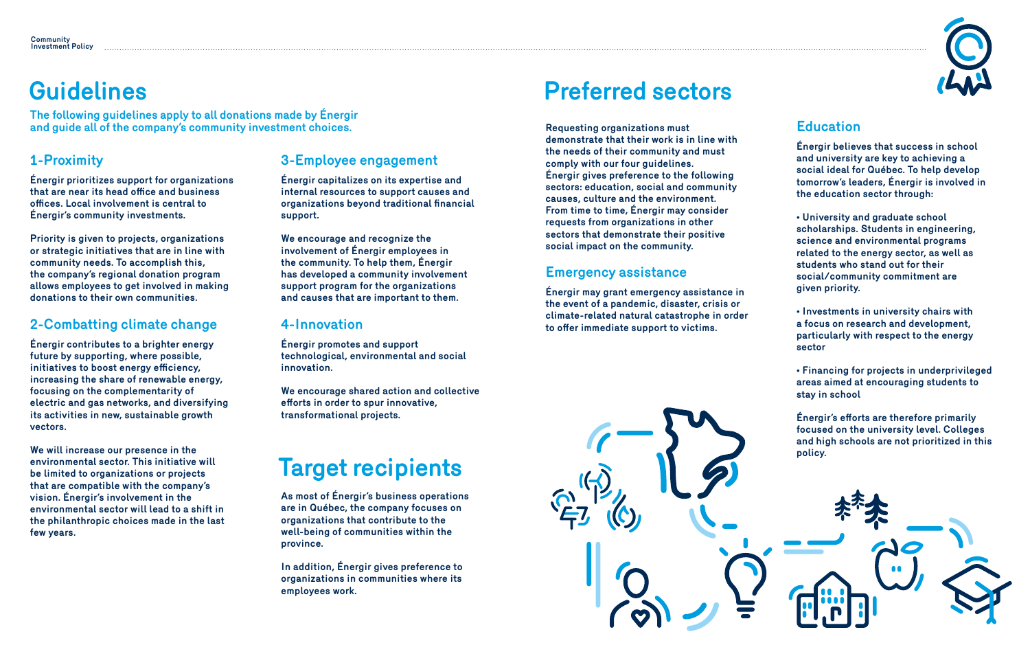# Guidelines

**The following guidelines apply to all donations made by Énergir and guide all of the company's community investment choices.**

## 1-Proximity

Énergir prioritizes support for organizations that are near its head office and business offices. Local involvement is central to Énergir's community investments.

Priority is given to projects, organizations or strategic initiatives that are in line with community needs. To accomplish this, the company's regional donation program allows employees to get involved in making donations to their own communities.

## 2-Combatting climate change

Énergir contributes to a brighter energy future by supporting, where possible, initiatives to boost energy efficiency, increasing the share of renewable energy, focusing on the complementarity of electric and gas networks, and diversifying its activities in new, sustainable growth vectors.

We will increase our presence in the environmental sector. This initiative will be limited to organizations or projects that are compatible with the company's vision. Énergir's involvement in the environmental sector will lead to a shift in the philanthropic choices made in the last few years.

## 3-Employee engagement

Énergir capitalizes on its expertise and internal resources to support causes and organizations beyond traditional financial support.

We encourage and recognize the involvement of Énergir employees in the community. To help them, Énergir has developed a community involvement support program for the organizations and causes that are important to them.

## 4-Innovation

Énergir promotes and support technological, environmental and social innovation.

We encourage shared action and collective efforts in order to spur innovative, transformational projects.

# Target recipients

As most of Énergir's business operations are in Québec, the company focuses on organizations that contribute to the well-being of communities within the province.

In addition, Énergir gives preference to organizations in communities where its employees work.

# Preferred sectors

Requesting organizations must demonstrate that their work is in line with the needs of their community and must comply with our four guidelines. Énergir gives preference to the following sectors: education, social and community causes, culture and the environment. From time to time, Énergir may consider requests from organizations in other sectors that demonstrate their positive social impact on the community.

## Emergency assistance

Énergir may grant emergency assistance in the event of a pandemic, disaster, crisis or climate-related natural catastrophe in order to offer immediate support to victims.

## Education

Énergir believes that success in school and university are key to achieving a social ideal for Québec. To help develop tomorrow's leaders, Énergir is involved in the education sector through:

- University and graduate school scholarships. Students in engineering, science and environmental programs related to the energy sector, as well as students who stand out for their social/community commitment are given priority.
- Investments in university chairs with a focus on research and development, particularly with respect to the energy sector
- Financing for projects in underprivileged areas aimed at encouraging students to stay in school

Énergir's efforts are therefore primarily focused on the university level. Colleges and high schools are not prioritized in this policy.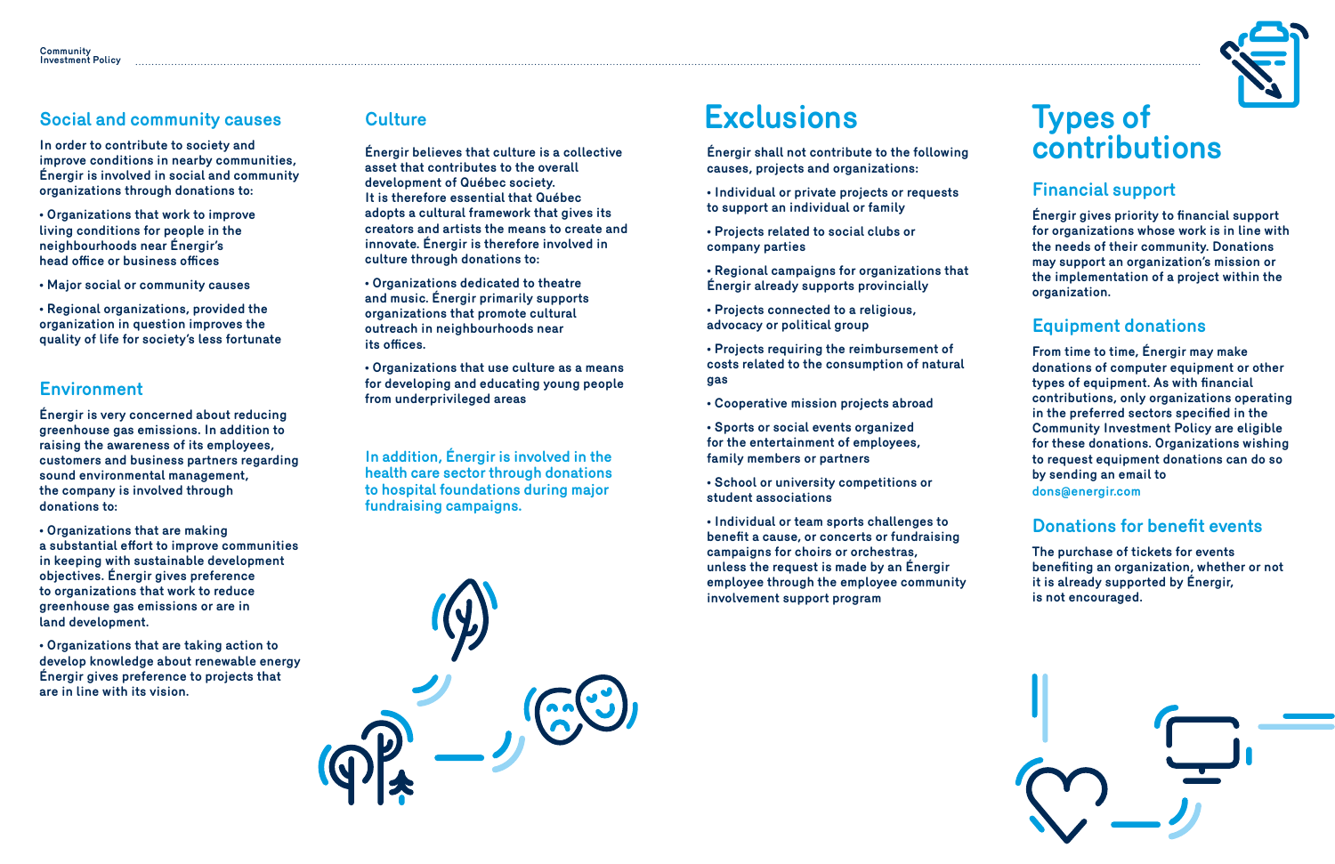## Social and community causes

In order to contribute to society and improve conditions in nearby communities, Énergir is involved in social and community organizations through donations to:

- Organizations that work to improve living conditions for people in the neighbourhoods near Énergir's head office or business offices
- Major social or community causes
- Regional organizations, provided the organization in question improves the quality of life for society's less fortunate

## Environment

Énergir is very concerned about reducing greenhouse gas emissions. In addition to raising the awareness of its employees, customers and business partners regarding sound environmental management, the company is involved through donations to:

- Organizations that are making a substantial effort to improve communities in keeping with sustainable development objectives. Énergir gives preference to organizations that work to reduce greenhouse gas emissions or are in land development.
- Organizations that are taking action to develop knowledge about renewable energy. Énergir gives preference to projects that are in line with its vision.

## Culture

Énergir believes that culture is a collective asset that contributes to the overall development of Québec society. It is therefore essential that Québec adopts a cultural framework that gives its creators and artists the means to create and innovate. Énergir is therefore involved in culture through donations to:

- Organizations dedicated to theatre and music. Énergir primarily supports organizations that promote cultural outreach in neighbourhoods near its offices.
- Organizations that use culture as a means for developing and educating young people from underprivileged areas

In addition, Énergir is involved in the health care sector through donations to hospital foundations during major fundraising campaigns.

# Exclusions

Énergir shall not contribute to the following causes, projects and organizations:

- Individual or private projects or requests to support an individual or family
- Projects related to social clubs or company parties
- Regional campaigns for organizations that Énergir already supports provincially
- Projects connected to a religious, advocacy or political group
- Projects requiring the reimbursement of costs related to the consumption of natural gas
- Cooperative mission projects abroad
- Sports or social events organized for the entertainment of employees, family members or partners
- School or university competitions or student associations
- Individual or team sports challenges to benefit a cause, or concerts or fundraising campaigns for choirs or orchestras, unless the request is made by an Énergir employee through the employee community involvement support program

# Types of contributions

## Financial support

Énergir gives priority to financial support for organizations whose work is in line with the needs of their community. Donations may support an organization's mission or the implementation of a project within the organization.

## Equipment donations

From time to time, Énergir may make donations of computer equipment or other types of equipment. As with financial contributions, only organizations operating in the preferred sectors specified in the Community Investment Policy are eligible for these donations. Organizations wishing to request equipment donations can do so by sending an email to dons@energir.com

## Donations for benefit events

The purchase of tickets for events benefiting an organization, whether or not it is already supported by Énergir, is not encouraged.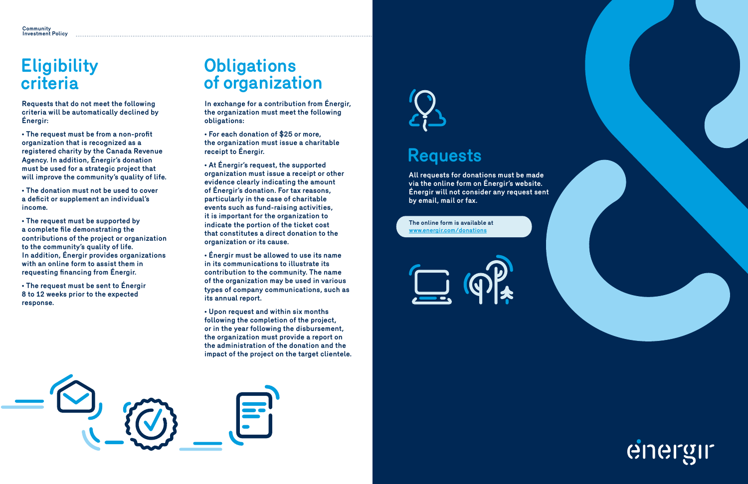# Eligibility criteria

Requests that do not meet the following criteria will be automatically declined by Énergir:

- The request must be from a non-profit organization that is recognized as a registered charity by the Canada Revenue Agency. In addition, Énergir's donation must be used for a strategic project that will improve the community's quality of life.
- The donation must not be used to cover a deficit or supplement an individual's income.
- The request must be supported by a complete file demonstrating the contributions of the project or organization to the community's quality of life. In addition, Énergir provides organizations with an online form to assist them in requesting financing from Énergir.
- The request must be sent to Énergir 8 to 12 weeks prior to the expected response.

# Obligations of organization

In exchange for a contribution from Énergir, the organization must meet the following obligations:

- For each donation of $25 or more, the organization must issue a charitable receipt to Énergir.
- At Énergir's request, the supported organization must issue a receipt or other evidence clearly indicating the amount of Énergir's donation. For tax reasons, particularly in the case of charitable events such as fund-raising activities, it is important for the organization to indicate the portion of the ticket cost that constitutes a direct donation to the organization or its cause.
- Énergir must be allowed to use its name in its communications to illustrate its contribution to the community. The name of the organization may be used in various types of company communications, such as its annual report.
- Upon request and within six months following the completion of the project, or in the year following the disbursement, the organization must provide a report on the administration of the donation and the impact of the project on the target clientele.

# Requests

All requests for donations must be made via the online form on Énergir's website. Énergir will not consider any request sent by email, mail or fax.

The online form is available at www.energir.com/donations

énergir